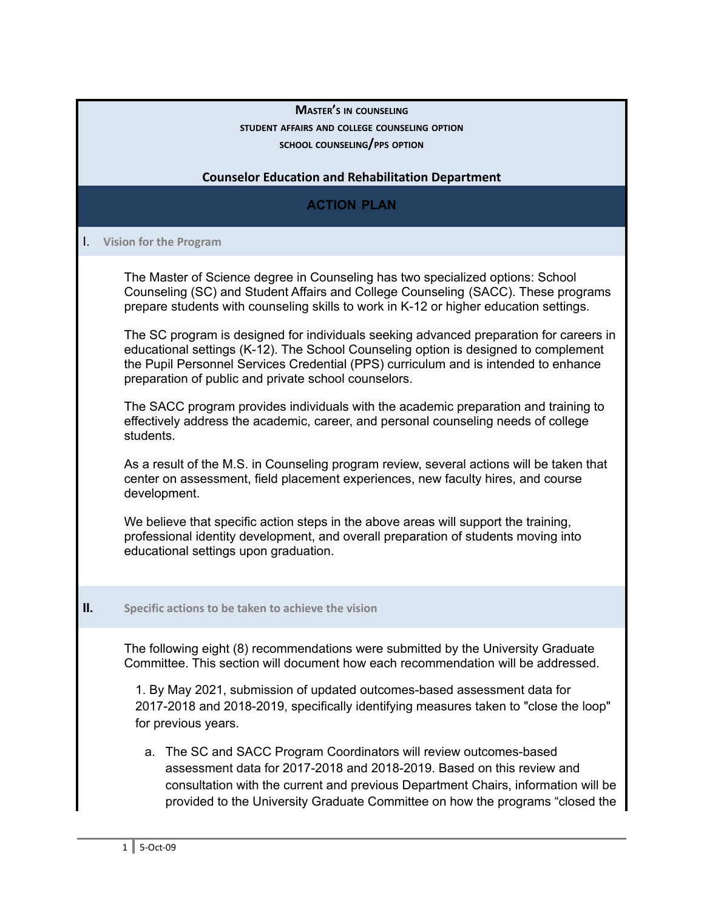**MASTER'S IN COUNSELING**

**STUDENT AFFAIRS AND COLLEGE COUNSELING OPTION**

**SCHOOL COUNSELING/PPS OPTION**

**Counselor Education and Rehabilitation Department**

# ACTION PLAN

## I. Vision for the Program

The Master of Science degree in Counseling has two specialized options: School Counseling (SC) and Student Affairs and College Counseling (SACC). These programs prepare students with counseling skills to work in K-12 or higher education settings.

The SC program is designed for individuals seeking advanced preparation for careers in educational settings (K-12). The School Counseling option is designed to complement the Pupil Personnel Services Credential (PPS) curriculum and is intended to enhance preparation of public and private school counselors.

The SACC program provides individuals with the academic preparation and training to effectively address the academic, career, and personal counseling needs of college students.

As a result of the M.S. in Counseling program review, several actions will be taken that center on assessment, field placement experiences, new faculty hires, and course development.

We believe that specific action steps in the above areas will support the training, professional identity development, and overall preparation of students moving into educational settings upon graduation.

## II. Specific actions to be taken to achieve the vision

The following eight (8) recommendations were submitted by the University Graduate Committee. This section will document how each recommendation will be addressed.

1. By May 2021, submission of updated outcomes-based assessment data for 2017-2018 and 2018-2019, specifically identifying measures taken to "close the loop" for previous years.

   a. The SC and SACC Program Coordinators will review outcomes-based assessment data for 2017-2018 and 2018-2019. Based on this review and consultation with the current and previous Department Chairs, information will be provided to the University Graduate Committee on how the programs "closed the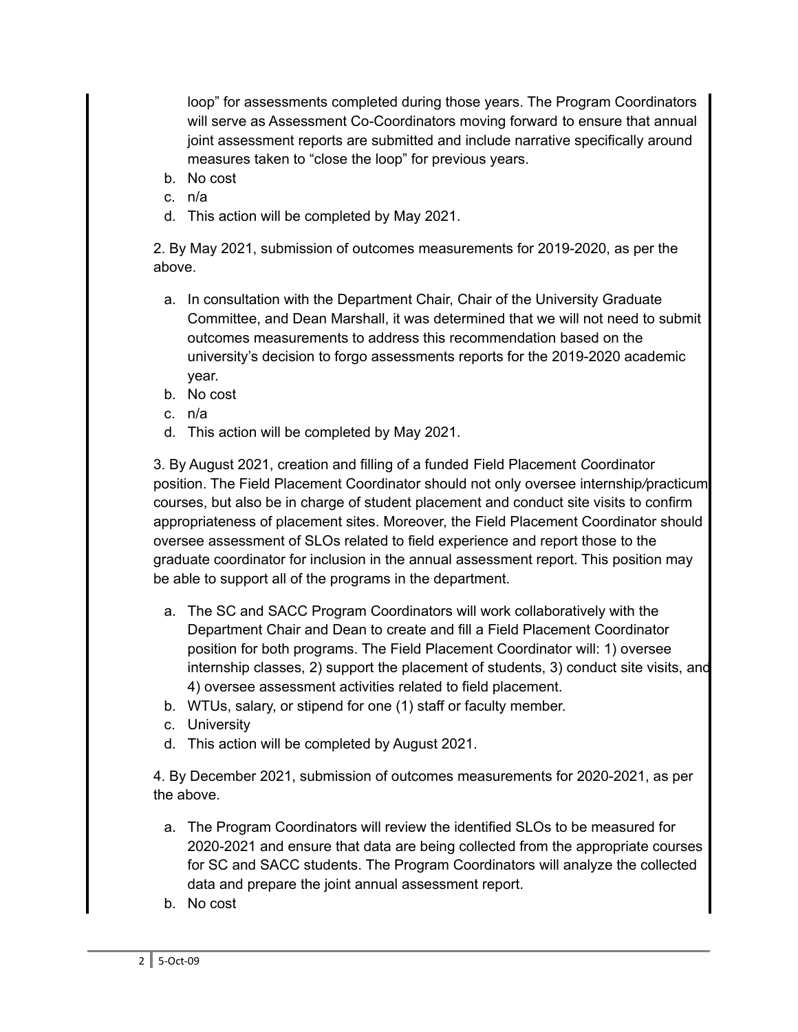loop" for assessments completed during those years. The Program Coordinators will serve as Assessment Co-Coordinators moving forward to ensure that annual joint assessment reports are submitted and include narrative specifically around measures taken to "close the loop" for previous years.

b. No cost
c. n/a
d. This action will be completed by May 2021.

2. By May 2021, submission of outcomes measurements for 2019-2020, as per the above.

   a. In consultation with the Department Chair, Chair of the University Graduate Committee, and Dean Marshall, it was determined that we will not need to submit outcomes measurements to address this recommendation based on the university's decision to forgo assessments reports for the 2019-2020 academic year.
   b. No cost
   c. n/a
   d. This action will be completed by May 2021.

3. By August 2021, creation and filling of a funded Field Placement Coordinator position. The Field Placement Coordinator should not only oversee internship/practicum courses, but also be in charge of student placement and conduct site visits to confirm appropriateness of placement sites. Moreover, the Field Placement Coordinator should oversee assessment of SLOs related to field experience and report those to the graduate coordinator for inclusion in the annual assessment report. This position may be able to support all of the programs in the department.

   a. The SC and SACC Program Coordinators will work collaboratively with the Department Chair and Dean to create and fill a Field Placement Coordinator position for both programs. The Field Placement Coordinator will: 1) oversee internship classes, 2) support the placement of students, 3) conduct site visits, and 4) oversee assessment activities related to field placement.
   b. WTUs, salary, or stipend for one (1) staff or faculty member.
   c. University
   d. This action will be completed by August 2021.

4. By December 2021, submission of outcomes measurements for 2020-2021, as per the above.

   a. The Program Coordinators will review the identified SLOs to be measured for 2020-2021 and ensure that data are being collected from the appropriate courses for SC and SACC students. The Program Coordinators will analyze the collected data and prepare the joint annual assessment report.
   b. No cost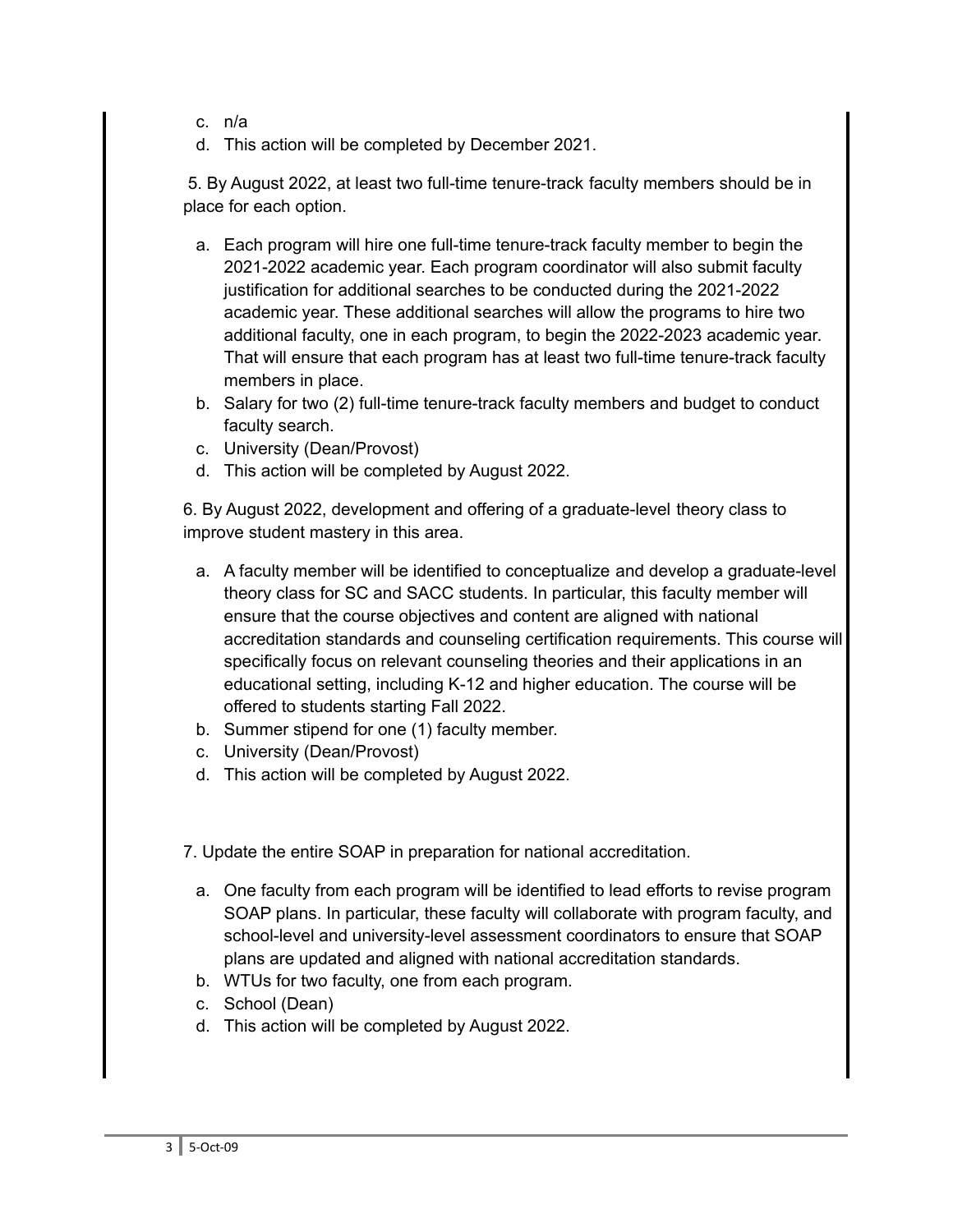c. n/a
d. This action will be completed by December 2021.

5. By August 2022, at least two full-time tenure-track faculty members should be in place for each option.

a. Each program will hire one full-time tenure-track faculty member to begin the 2021-2022 academic year. Each program coordinator will also submit faculty justification for additional searches to be conducted during the 2021-2022 academic year. These additional searches will allow the programs to hire two additional faculty, one in each program, to begin the 2022-2023 academic year. That will ensure that each program has at least two full-time tenure-track faculty members in place.
b. Salary for two (2) full-time tenure-track faculty members and budget to conduct faculty search.
c. University (Dean/Provost)
d. This action will be completed by August 2022.

6. By August 2022, development and offering of a graduate-level theory class to improve student mastery in this area.

a. A faculty member will be identified to conceptualize and develop a graduate-level theory class for SC and SACC students. In particular, this faculty member will ensure that the course objectives and content are aligned with national accreditation standards and counseling certification requirements. This course will specifically focus on relevant counseling theories and their applications in an educational setting, including K-12 and higher education. The course will be offered to students starting Fall 2022.
b. Summer stipend for one (1) faculty member.
c. University (Dean/Provost)
d. This action will be completed by August 2022.

7. Update the entire SOAP in preparation for national accreditation.

a. One faculty from each program will be identified to lead efforts to revise program SOAP plans. In particular, these faculty will collaborate with program faculty, and school-level and university-level assessment coordinators to ensure that SOAP plans are updated and aligned with national accreditation standards.
b. WTUs for two faculty, one from each program.
c. School (Dean)
d. This action will be completed by August 2022.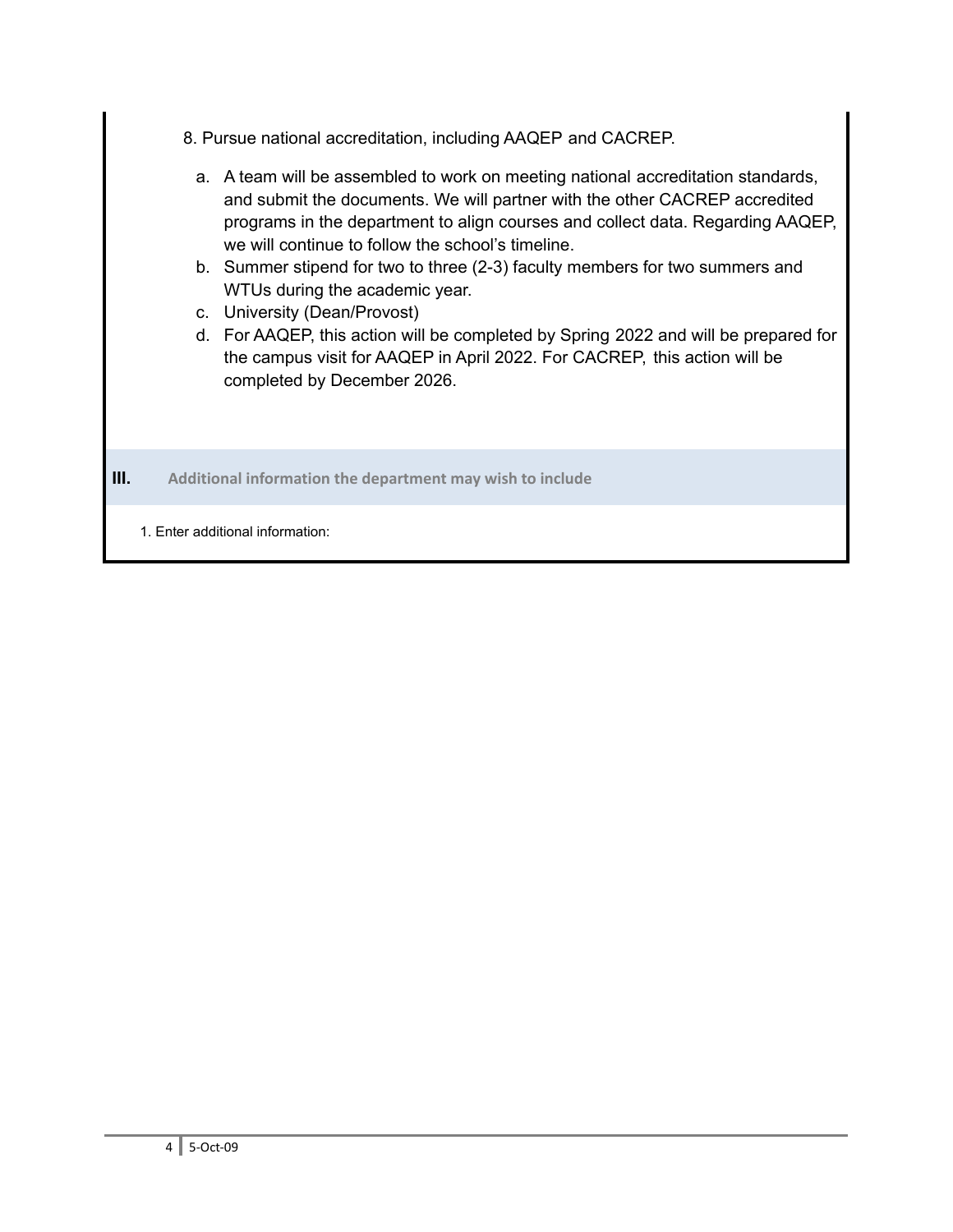8. Pursue national accreditation, including AAQEP and CACREP.

   a. A team will be assembled to work on meeting national accreditation standards, and submit the documents. We will partner with the other CACREP accredited programs in the department to align courses and collect data. Regarding AAQEP, we will continue to follow the school's timeline.
   b. Summer stipend for two to three (2-3) faculty members for two summers and WTUs during the academic year.
   c. University (Dean/Provost)
   d. For AAQEP, this action will be completed by Spring 2022 and will be prepared for the campus visit for AAQEP in April 2022. For CACREP, this action will be completed by December 2026.

## III. Additional information the department may wish to include

1. Enter additional information: